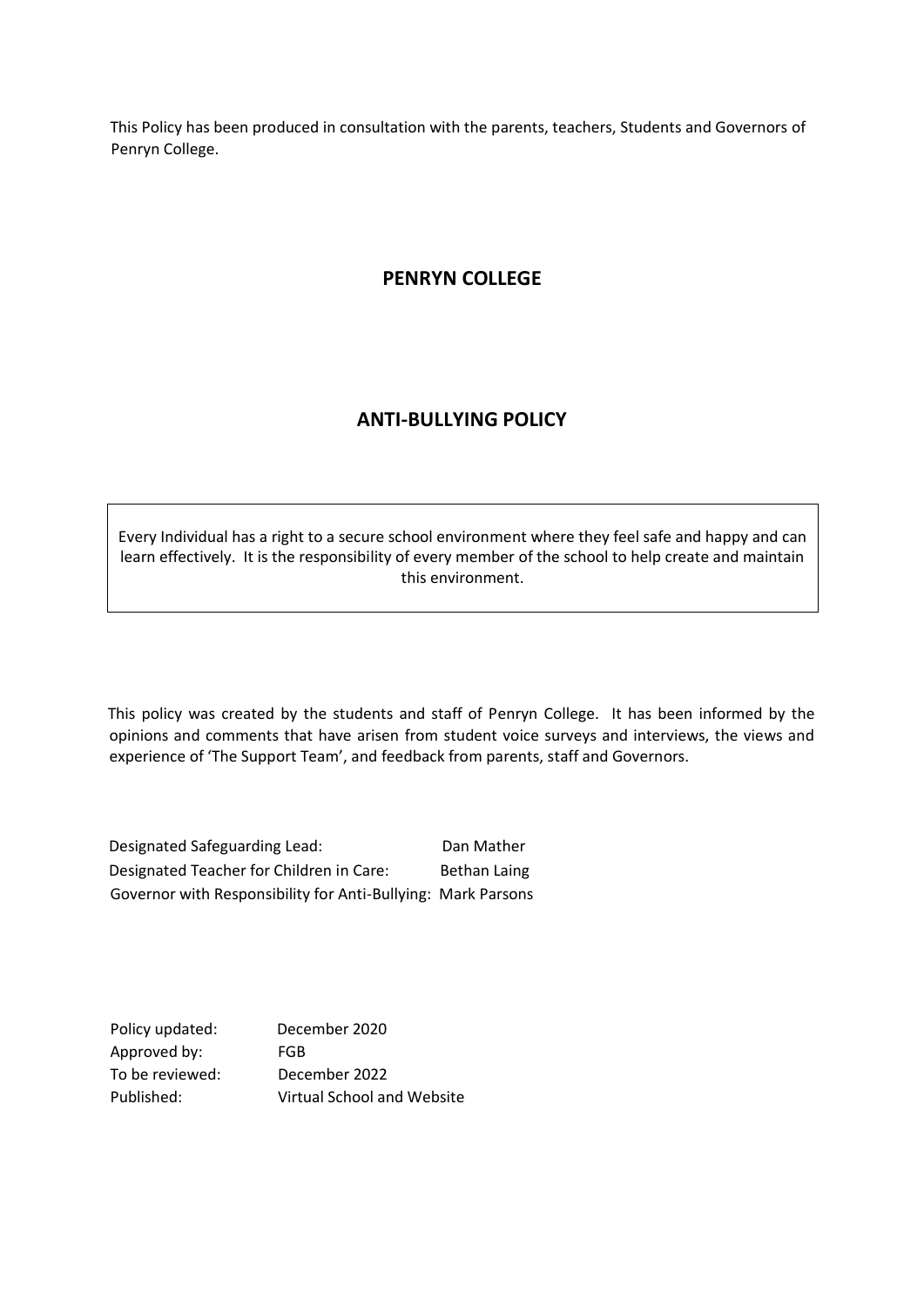This Policy has been produced in consultation with the parents, teachers, Students and Governors of Penryn College.

# PENRYN COLLEGE

# ANTI-BULLYING POLICY

> Every Individual has a right to a secure school environment where they feel safe and happy and can learn effectively. It is the responsibility of every member of the school to help create and maintain this environment.

This policy was created by the students and staff of Penryn College. It has been informed by the opinions and comments that have arisen from student voice surveys and interviews, the views and experience of 'The Support Team', and feedback from parents, staff and Governors.

| | |
|---|---|
| Designated Safeguarding Lead: | Dan Mather |
| Designated Teacher for Children in Care: | Bethan Laing |
| Governor with Responsibility for Anti-Bullying: | Mark Parsons |

| | |
|---|---|
| Policy updated: | December 2020 |
| Approved by: | FGB |
| To be reviewed: | December 2022 |
| Published: | Virtual School and Website |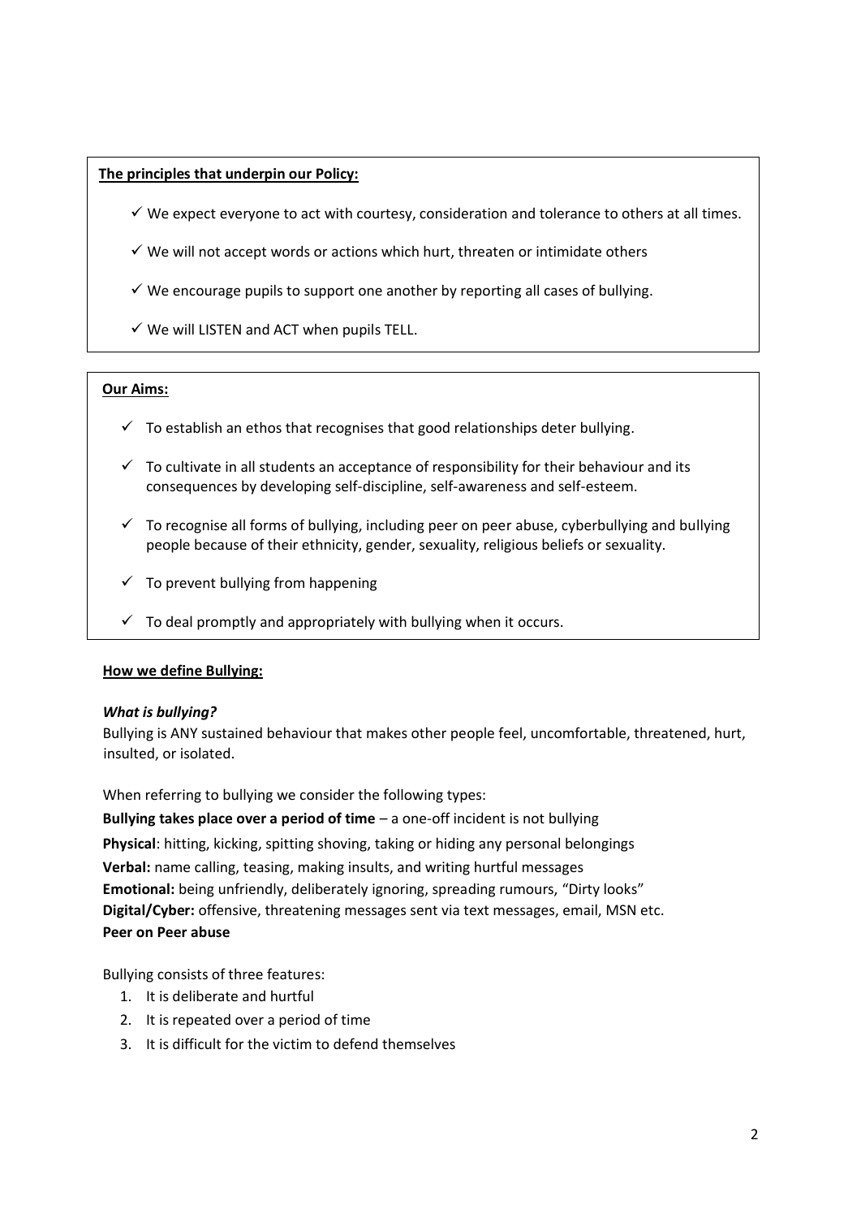**The principles that underpin our Policy:**

- ✓ We expect everyone to act with courtesy, consideration and tolerance to others at all times.
- ✓ We will not accept words or actions which hurt, threaten or intimidate others
- ✓ We encourage pupils to support one another by reporting all cases of bullying.
- ✓ We will LISTEN and ACT when pupils TELL.

**Our Aims:**

- ✓ To establish an ethos that recognises that good relationships deter bullying.
- ✓ To cultivate in all students an acceptance of responsibility for their behaviour and its consequences by developing self-discipline, self-awareness and self-esteem.
- ✓ To recognise all forms of bullying, including peer on peer abuse, cyberbullying and bullying people because of their ethnicity, gender, sexuality, religious beliefs or sexuality.
- ✓ To prevent bullying from happening
- ✓ To deal promptly and appropriately with bullying when it occurs.

**How we define Bullying:**

***What is bullying?***

Bullying is ANY sustained behaviour that makes other people feel, uncomfortable, threatened, hurt, insulted, or isolated.

When referring to bullying we consider the following types:

**Bullying takes place over a period of time** – a one-off incident is not bullying

**Physical**: hitting, kicking, spitting shoving, taking or hiding any personal belongings

**Verbal:** name calling, teasing, making insults, and writing hurtful messages

**Emotional:** being unfriendly, deliberately ignoring, spreading rumours, "Dirty looks"

**Digital/Cyber:** offensive, threatening messages sent via text messages, email, MSN etc.

**Peer on Peer abuse**

Bullying consists of three features:

1. It is deliberate and hurtful
2. It is repeated over a period of time
3. It is difficult for the victim to defend themselves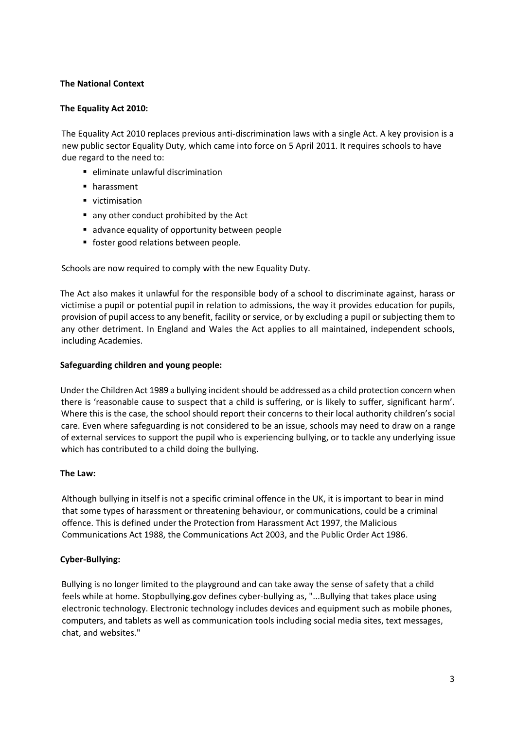**The National Context**

**The Equality Act 2010:**

The Equality Act 2010 replaces previous anti-discrimination laws with a single Act. A key provision is a new public sector Equality Duty, which came into force on 5 April 2011. It requires schools to have due regard to the need to:

- eliminate unlawful discrimination
- harassment
- victimisation
- any other conduct prohibited by the Act
- advance equality of opportunity between people
- foster good relations between people.

Schools are now required to comply with the new Equality Duty.

The Act also makes it unlawful for the responsible body of a school to discriminate against, harass or victimise a pupil or potential pupil in relation to admissions, the way it provides education for pupils, provision of pupil access to any benefit, facility or service, or by excluding a pupil or subjecting them to any other detriment. In England and Wales the Act applies to all maintained, independent schools, including Academies.

**Safeguarding children and young people:**

Under the Children Act 1989 a bullying incident should be addressed as a child protection concern when there is 'reasonable cause to suspect that a child is suffering, or is likely to suffer, significant harm'. Where this is the case, the school should report their concerns to their local authority children's social care. Even where safeguarding is not considered to be an issue, schools may need to draw on a range of external services to support the pupil who is experiencing bullying, or to tackle any underlying issue which has contributed to a child doing the bullying.

**The Law:**

Although bullying in itself is not a specific criminal offence in the UK, it is important to bear in mind that some types of harassment or threatening behaviour, or communications, could be a criminal offence. This is defined under the Protection from Harassment Act 1997, the Malicious Communications Act 1988, the Communications Act 2003, and the Public Order Act 1986.

**Cyber-Bullying:**

Bullying is no longer limited to the playground and can take away the sense of safety that a child feels while at home. Stopbullying.gov defines cyber-bullying as, "...Bullying that takes place using electronic technology. Electronic technology includes devices and equipment such as mobile phones, computers, and tablets as well as communication tools including social media sites, text messages, chat, and websites."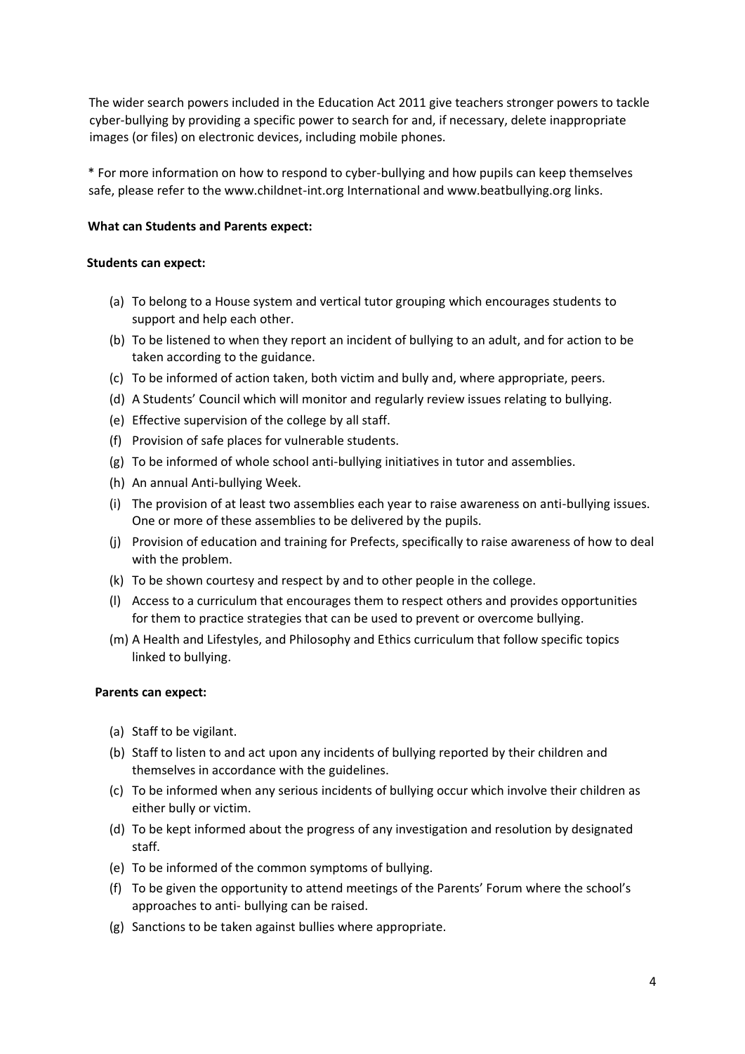The wider search powers included in the Education Act 2011 give teachers stronger powers to tackle cyber-bullying by providing a specific power to search for and, if necessary, delete inappropriate images (or files) on electronic devices, including mobile phones.

* For more information on how to respond to cyber-bullying and how pupils can keep themselves safe, please refer to the www.childnet-int.org International and www.beatbullying.org links.

**What can Students and Parents expect:**

**Students can expect:**

(a) To belong to a House system and vertical tutor grouping which encourages students to support and help each other.
(b) To be listened to when they report an incident of bullying to an adult, and for action to be taken according to the guidance.
(c) To be informed of action taken, both victim and bully and, where appropriate, peers.
(d) A Students' Council which will monitor and regularly review issues relating to bullying.
(e) Effective supervision of the college by all staff.
(f) Provision of safe places for vulnerable students.
(g) To be informed of whole school anti-bullying initiatives in tutor and assemblies.
(h) An annual Anti-bullying Week.
(i) The provision of at least two assemblies each year to raise awareness on anti-bullying issues. One or more of these assemblies to be delivered by the pupils.
(j) Provision of education and training for Prefects, specifically to raise awareness of how to deal with the problem.
(k) To be shown courtesy and respect by and to other people in the college.
(l) Access to a curriculum that encourages them to respect others and provides opportunities for them to practice strategies that can be used to prevent or overcome bullying.
(m) A Health and Lifestyles, and Philosophy and Ethics curriculum that follow specific topics linked to bullying.

**Parents can expect:**

(a) Staff to be vigilant.
(b) Staff to listen to and act upon any incidents of bullying reported by their children and themselves in accordance with the guidelines.
(c) To be informed when any serious incidents of bullying occur which involve their children as either bully or victim.
(d) To be kept informed about the progress of any investigation and resolution by designated staff.
(e) To be informed of the common symptoms of bullying.
(f) To be given the opportunity to attend meetings of the Parents' Forum where the school's approaches to anti- bullying can be raised.
(g) Sanctions to be taken against bullies where appropriate.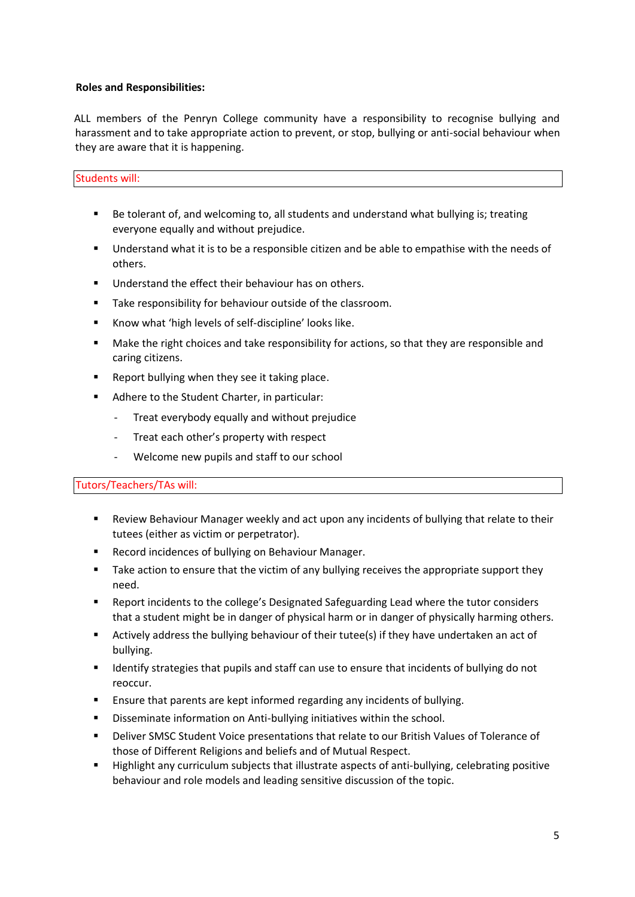**Roles and Responsibilities:**

ALL members of the Penryn College community have a responsibility to recognise bullying and harassment and to take appropriate action to prevent, or stop, bullying or anti-social behaviour when they are aware that it is happening.

Students will:

- Be tolerant of, and welcoming to, all students and understand what bullying is; treating everyone equally and without prejudice.
- Understand what it is to be a responsible citizen and be able to empathise with the needs of others.
- Understand the effect their behaviour has on others.
- Take responsibility for behaviour outside of the classroom.
- Know what 'high levels of self-discipline' looks like.
- Make the right choices and take responsibility for actions, so that they are responsible and caring citizens.
- Report bullying when they see it taking place.
- Adhere to the Student Charter, in particular:
  - Treat everybody equally and without prejudice
  - Treat each other's property with respect
  - Welcome new pupils and staff to our school

Tutors/Teachers/TAs will:

- Review Behaviour Manager weekly and act upon any incidents of bullying that relate to their tutees (either as victim or perpetrator).
- Record incidences of bullying on Behaviour Manager.
- Take action to ensure that the victim of any bullying receives the appropriate support they need.
- Report incidents to the college's Designated Safeguarding Lead where the tutor considers that a student might be in danger of physical harm or in danger of physically harming others.
- Actively address the bullying behaviour of their tutee(s) if they have undertaken an act of bullying.
- Identify strategies that pupils and staff can use to ensure that incidents of bullying do not reoccur.
- Ensure that parents are kept informed regarding any incidents of bullying.
- Disseminate information on Anti-bullying initiatives within the school.
- Deliver SMSC Student Voice presentations that relate to our British Values of Tolerance of those of Different Religions and beliefs and of Mutual Respect.
- Highlight any curriculum subjects that illustrate aspects of anti-bullying, celebrating positive behaviour and role models and leading sensitive discussion of the topic.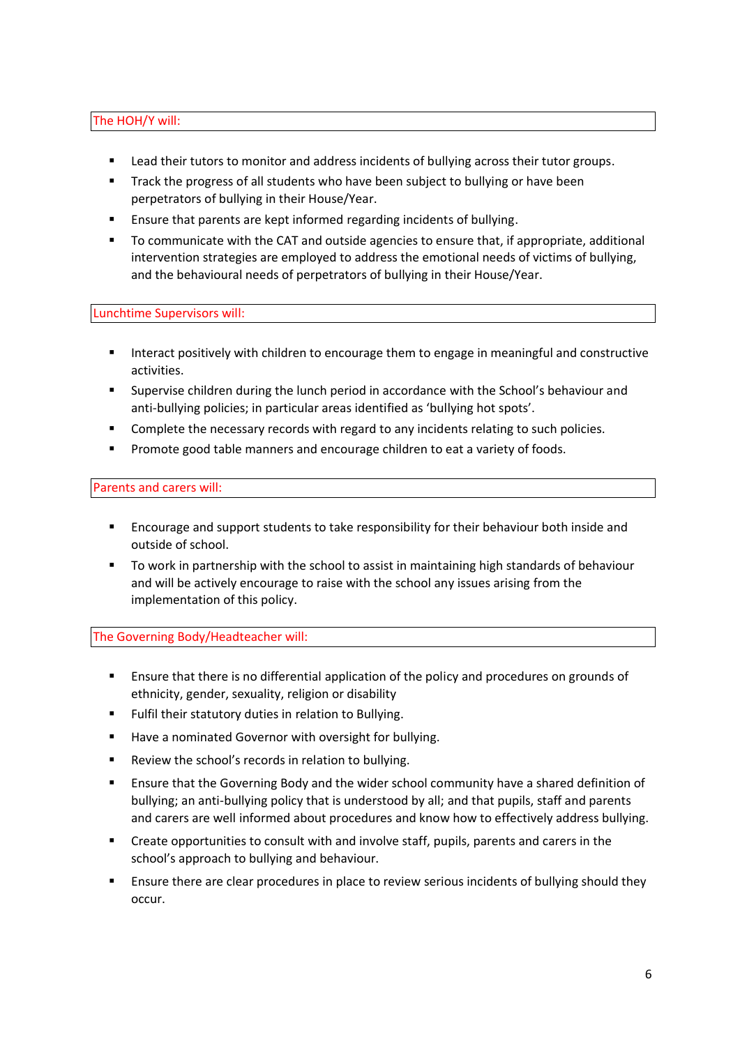### The HOH/Y will:

- Lead their tutors to monitor and address incidents of bullying across their tutor groups.
- Track the progress of all students who have been subject to bullying or have been perpetrators of bullying in their House/Year.
- Ensure that parents are kept informed regarding incidents of bullying.
- To communicate with the CAT and outside agencies to ensure that, if appropriate, additional intervention strategies are employed to address the emotional needs of victims of bullying, and the behavioural needs of perpetrators of bullying in their House/Year.

### Lunchtime Supervisors will:

- Interact positively with children to encourage them to engage in meaningful and constructive activities.
- Supervise children during the lunch period in accordance with the School's behaviour and anti-bullying policies; in particular areas identified as 'bullying hot spots'.
- Complete the necessary records with regard to any incidents relating to such policies.
- Promote good table manners and encourage children to eat a variety of foods.

### Parents and carers will:

- Encourage and support students to take responsibility for their behaviour both inside and outside of school.
- To work in partnership with the school to assist in maintaining high standards of behaviour and will be actively encourage to raise with the school any issues arising from the implementation of this policy.

### The Governing Body/Headteacher will:

- Ensure that there is no differential application of the policy and procedures on grounds of ethnicity, gender, sexuality, religion or disability
- Fulfil their statutory duties in relation to Bullying.
- Have a nominated Governor with oversight for bullying.
- Review the school's records in relation to bullying.
- Ensure that the Governing Body and the wider school community have a shared definition of bullying; an anti-bullying policy that is understood by all; and that pupils, staff and parents and carers are well informed about procedures and know how to effectively address bullying.
- Create opportunities to consult with and involve staff, pupils, parents and carers in the school's approach to bullying and behaviour.
- Ensure there are clear procedures in place to review serious incidents of bullying should they occur.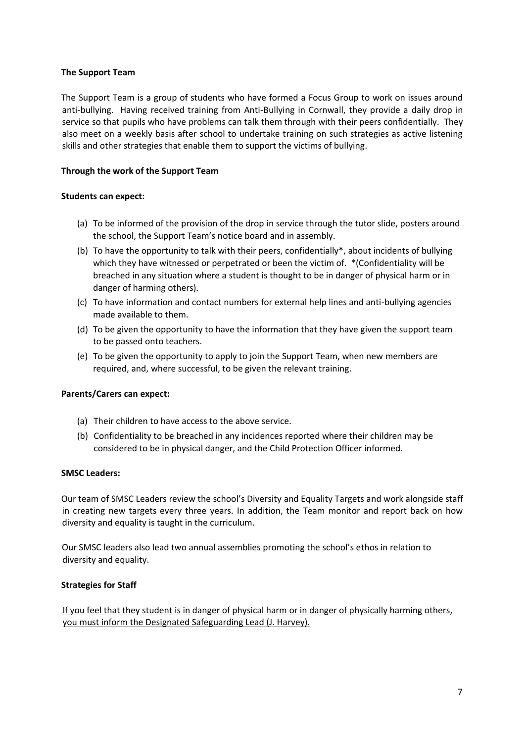**The Support Team**

The Support Team is a group of students who have formed a Focus Group to work on issues around anti-bullying. Having received training from Anti-Bullying in Cornwall, they provide a daily drop in service so that pupils who have problems can talk them through with their peers confidentially. They also meet on a weekly basis after school to undertake training on such strategies as active listening skills and other strategies that enable them to support the victims of bullying.

**Through the work of the Support Team**

**Students can expect:**

(a) To be informed of the provision of the drop in service through the tutor slide, posters around the school, the Support Team's notice board and in assembly.
(b) To have the opportunity to talk with their peers, confidentially*, about incidents of bullying which they have witnessed or perpetrated or been the victim of. *(Confidentiality will be breached in any situation where a student is thought to be in danger of physical harm or in danger of harming others).
(c) To have information and contact numbers for external help lines and anti-bullying agencies made available to them.
(d) To be given the opportunity to have the information that they have given the support team to be passed onto teachers.
(e) To be given the opportunity to apply to join the Support Team, when new members are required, and, where successful, to be given the relevant training.

**Parents/Carers can expect:**

(a) Their children to have access to the above service.
(b) Confidentiality to be breached in any incidences reported where their children may be considered to be in physical danger, and the Child Protection Officer informed.

**SMSC Leaders:**

Our team of SMSC Leaders review the school's Diversity and Equality Targets and work alongside staff in creating new targets every three years. In addition, the Team monitor and report back on how diversity and equality is taught in the curriculum.

Our SMSC leaders also lead two annual assemblies promoting the school's ethos in relation to diversity and equality.

**Strategies for Staff**

If you feel that they student is in danger of physical harm or in danger of physically harming others, you must inform the Designated Safeguarding Lead (J. Harvey).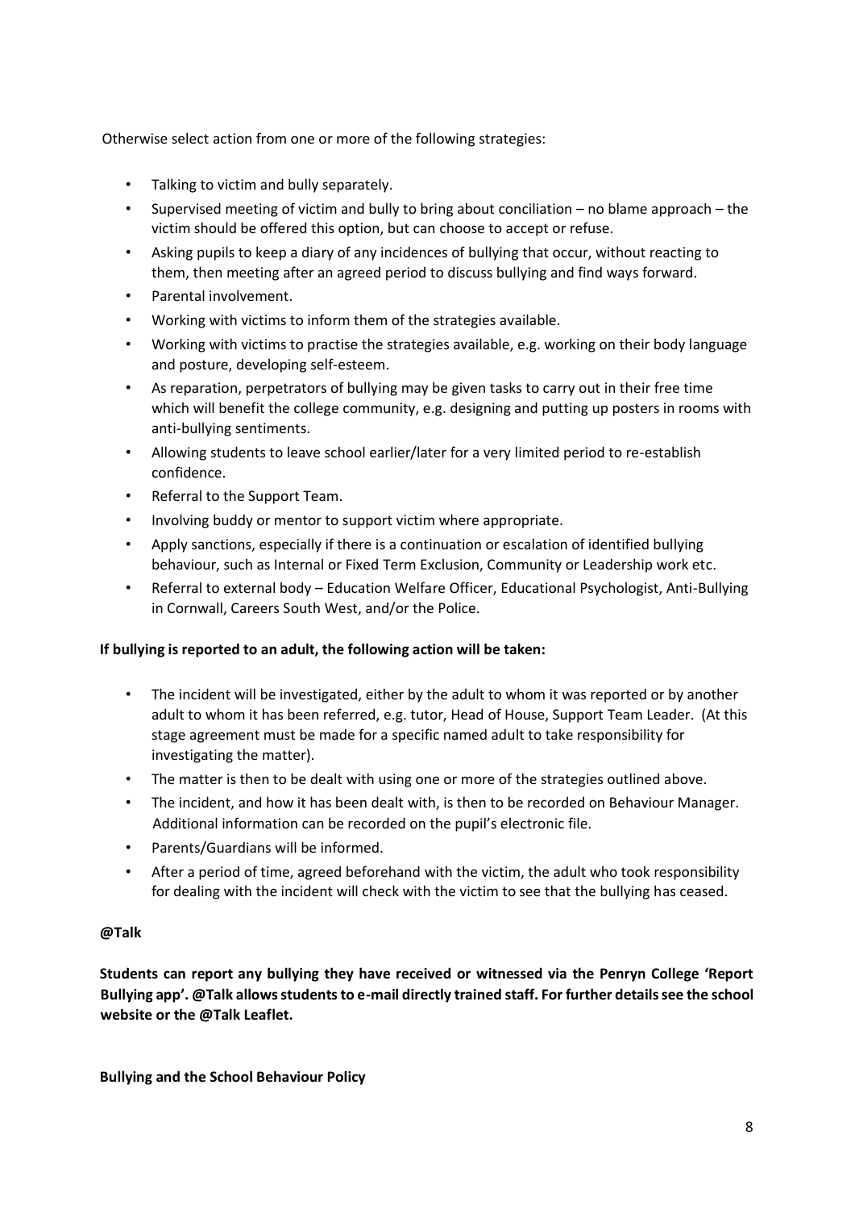Otherwise select action from one or more of the following strategies:

- Talking to victim and bully separately.
- Supervised meeting of victim and bully to bring about conciliation – no blame approach – the victim should be offered this option, but can choose to accept or refuse.
- Asking pupils to keep a diary of any incidences of bullying that occur, without reacting to them, then meeting after an agreed period to discuss bullying and find ways forward.
- Parental involvement.
- Working with victims to inform them of the strategies available.
- Working with victims to practise the strategies available, e.g. working on their body language and posture, developing self-esteem.
- As reparation, perpetrators of bullying may be given tasks to carry out in their free time which will benefit the college community, e.g. designing and putting up posters in rooms with anti-bullying sentiments.
- Allowing students to leave school earlier/later for a very limited period to re-establish confidence.
- Referral to the Support Team.
- Involving buddy or mentor to support victim where appropriate.
- Apply sanctions, especially if there is a continuation or escalation of identified bullying behaviour, such as Internal or Fixed Term Exclusion, Community or Leadership work etc.
- Referral to external body – Education Welfare Officer, Educational Psychologist, Anti-Bullying in Cornwall, Careers South West, and/or the Police.

**If bullying is reported to an adult, the following action will be taken:**

- The incident will be investigated, either by the adult to whom it was reported or by another adult to whom it has been referred, e.g. tutor, Head of House, Support Team Leader. (At this stage agreement must be made for a specific named adult to take responsibility for investigating the matter).
- The matter is then to be dealt with using one or more of the strategies outlined above.
- The incident, and how it has been dealt with, is then to be recorded on Behaviour Manager. Additional information can be recorded on the pupil's electronic file.
- Parents/Guardians will be informed.
- After a period of time, agreed beforehand with the victim, the adult who took responsibility for dealing with the incident will check with the victim to see that the bullying has ceased.

**@Talk**

**Students can report any bullying they have received or witnessed via the Penryn College 'Report Bullying app'. @Talk allows students to e-mail directly trained staff. For further details see the school website or the @Talk Leaflet.**

**Bullying and the School Behaviour Policy**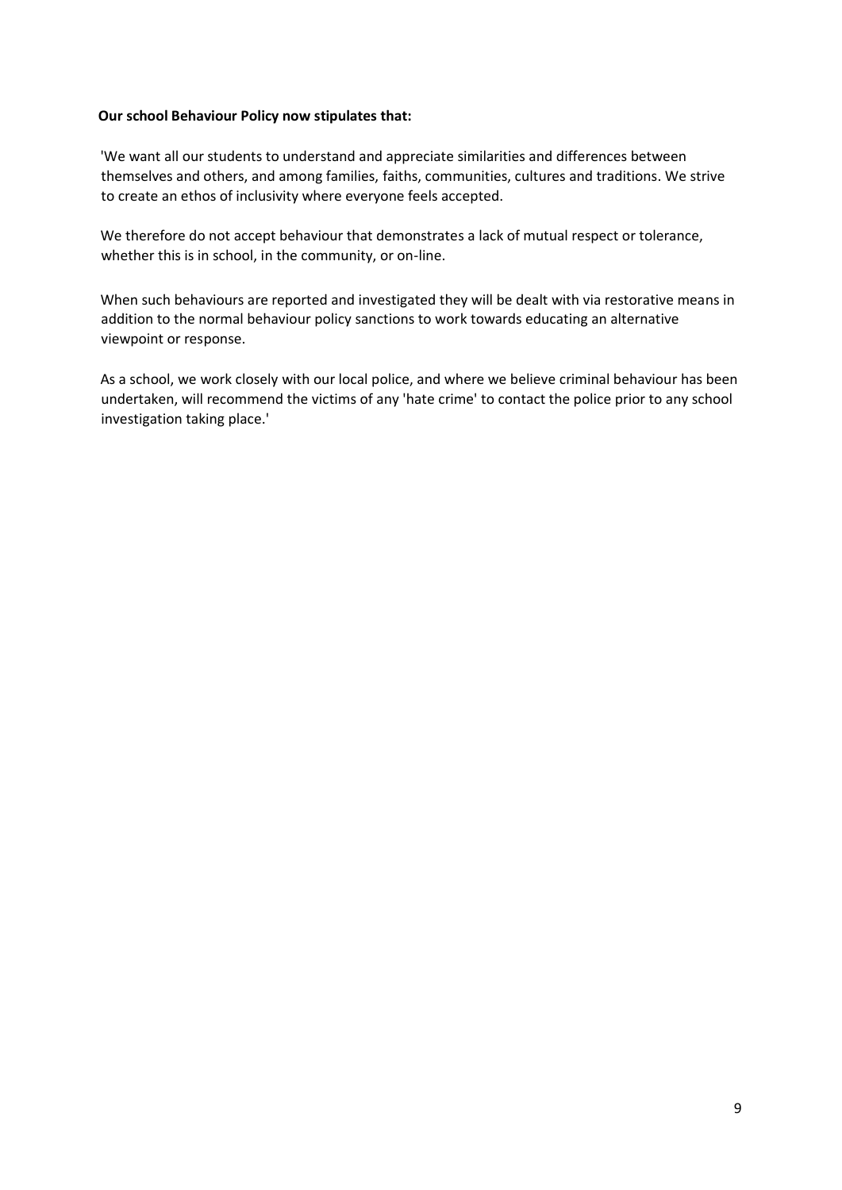**Our school Behaviour Policy now stipulates that:**

'We want all our students to understand and appreciate similarities and differences between themselves and others, and among families, faiths, communities, cultures and traditions. We strive to create an ethos of inclusivity where everyone feels accepted.

We therefore do not accept behaviour that demonstrates a lack of mutual respect or tolerance, whether this is in school, in the community, or on-line.

When such behaviours are reported and investigated they will be dealt with via restorative means in addition to the normal behaviour policy sanctions to work towards educating an alternative viewpoint or response.

As a school, we work closely with our local police, and where we believe criminal behaviour has been undertaken, will recommend the victims of any 'hate crime' to contact the police prior to any school investigation taking place.'